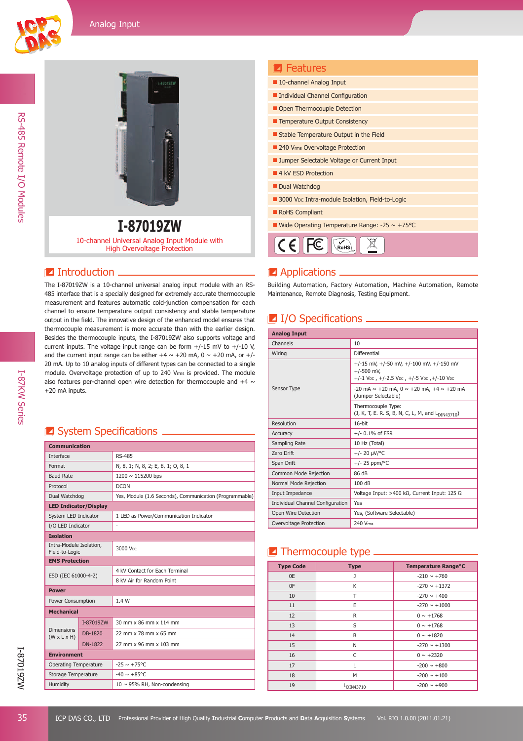# I-87019ZW

10-channel Universal Analog Input Module with High Overvoltage Protection

## Features

- 10-channel Analog Input
- Individual Channel Configuration
- Open Thermocouple Detection
- Temperature Output Consistency
- Stable Temperature Output in the Field
- 240 $V_{rms}$ Overvoltage Protection
- Jumper Selectable Voltage or Current Input
- 4 kV ESD Protection
- Dual Watchdog
- 3000 $V_{DC}$ Intra-module Isolation, Field-to-Logic
- RoHS Compliant
- Wide Operating Temperature Range: -25 ~ +75°C

## Introduction

The I-87019ZW is a 10-channel universal analog input module with an RS-485 interface that is a specially designed for extremely accurate thermocouple measurement and features automatic cold-junction compensation for each channel to ensure temperature output consistency and stable temperature output in the field. The innovative design of the enhanced model ensures that thermocouple measurement is more accurate than with the earlier design. Besides the thermocouple inputs, the I-87019ZW also supports voltage and current inputs. The voltage input range can be form +/-15 mV to +/-10 V, and the current input range can be either +4 ~ +20 mA, 0 ~ +20 mA, or +/-20 mA. Up to 10 analog inputs of different types can be connected to a single module. Overvoltage protection of up to 240 $V_{rms}$ is provided. The module also features per-channel open wire detection for thermocouple and +4 ~ +20 mA inputs.

## Applications

Building Automation, Factory Automation, Machine Automation, Remote Maintenance, Remote Diagnosis, Testing Equipment.

## System Specifications

| **Communication** | | |
|---|---|---|
| Interface | | RS-485 |
| Format | | N, 8, 1; N, 8, 2; E, 8, 1; O, 8, 1 |
| Baud Rate | | 1200 ~ 115200 bps |
| Protocol | | DCON |
| Dual Watchdog | | Yes, Module (1.6 Seconds), Communication (Programmable) |
| **LED Indicator/Display** | | |
| System LED Indicator | | 1 LED as Power/Communication Indicator |
| I/O LED Indicator | | - |
| **Isolation** | | |
| Intra-Module Isolation, Field-to-Logic | | 3000 $V_{DC}$ |
| **EMS Protection** | | |
| ESD (IEC 61000-4-2) | | 4 kV Contact for Each Terminal |
| | | 8 kV Air for Random Point |
| **Power** | | |
| Power Consumption | | 1.4 W |
| **Mechanical** | | |
| Dimensions (W x L x H) | I-87019ZW | 30 mm x 86 mm x 114 mm |
| | DB-1820 | 22 mm x 78 mm x 65 mm |
| | DN-1822 | 27 mm x 96 mm x 103 mm |
| **Environment** | | |
| Operating Temperature | | -25 ~ +75°C |
| Storage Temperature | | -40 ~ +85°C |
| Humidity | | 10 ~ 95% RH, Non-condensing |

## I/O Specifications

| **Analog Input** | |
|---|---|
| Channels | 10 |
| Wiring | Differential |
| Sensor Type | +/-15 mV, +/-50 mV, +/-100 mV, +/-150 mV +/-500 mV, +/-1 $V_{DC}$ , +/-2.5 $V_{DC}$ , +/-5 $V_{DC}$ ,+/-10 $V_{DC}$ |
| | -20 mA ~ +20 mA, 0 ~ +20 mA, +4 ~ +20 mA (Jumper Selectable) |
| | Thermocouple Type: (J, K, T, E. R. S, B, N, C, L, M, and $L_{DIN43710}$) |
| Resolution | 16-bit |
| Accuracy | +/- 0.1% of FSR |
| Sampling Rate | 10 Hz (Total) |
| Zero Drift | +/- 20 μV/°C |
| Span Drift | +/- 25 ppm/°C |
| Common Mode Rejection | 86 dB |
| Normal Mode Rejection | 100 dB |
| Input Impedance | Voltage Input: >400 kΩ, Current Input: 125 Ω |
| Individual Channel Configuration | Yes |
| Open Wire Detection | Yes, (Software Selectable) |
| Overvoltage Protection | 240 $V_{rms}$ |

## Thermocouple type

| Type Code | Type | Temperature Range°C |
|---|---|---|
| 0E | J | -210 ~ +760 |
| 0F | K | -270 ~ +1372 |
| 10 | T | -270 ~ +400 |
| 11 | E | -270 ~ +1000 |
| 12 | R | 0 ~ +1768 |
| 13 | S | 0 ~ +1768 |
| 14 | B | 0 ~ +1820 |
| 15 | N | -270 ~ +1300 |
| 16 | C | 0 ~ +2320 |
| 17 | L | -200 ~ +800 |
| 18 | M | -200 ~ +100 |
| 19 | $L_{DIN43710}$ | -200 ~ +900 |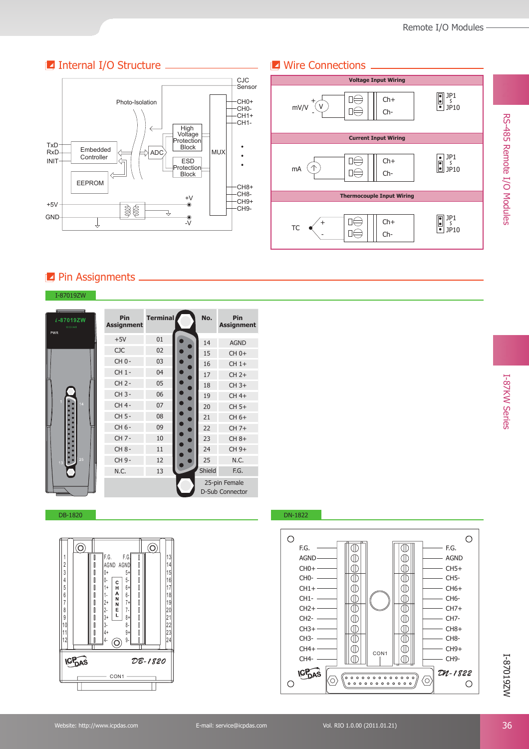## Internal I/O Structure

CJC Sensor

Photo-Isolation

High Voltage Protection Block

TxD
RxD
INIT

Embedded Controller

ADC

MUX

ESD Protection Block

EEPROM

CH0+
CH0-
CH1+
CH1-

CH8+
CH8-
CH9+
CH9-

+5V
GND

+V
-V

## Wire Connections

**Voltage Input Wiring**

mV/V, Ch+, Ch-, JP1 ~ JP10

**Current Input Wiring**

mA, Ch+, Ch-, JP1 ~ JP10

**Thermocouple Input Wiring**

TC, Ch+, Ch-, JP1 ~ JP10

## Pin Assignments

I-87019ZW

| Pin Assignment | Terminal | No. | Pin Assignment |
| --- | --- | --- | --- |
| +5V | 01 | 14 | AGND |
| CJC | 02 | 15 | CH 0+ |
| CH 0- | 03 | 16 | CH 1+ |
| CH 1- | 04 | 17 | CH 2+ |
| CH 2- | 05 | 18 | CH 3+ |
| CH 3- | 06 | 19 | CH 4+ |
| CH 4- | 07 | 20 | CH 5+ |
| CH 5- | 08 | 21 | CH 6+ |
| CH 6- | 09 | 22 | CH 7+ |
| CH 7- | 10 | 23 | CH 8+ |
| CH 8- | 11 | 24 | CH 9+ |
| CH 9- | 12 | 25 | N.C. |
| N.C. | 13 | Shield | F.G. |

25-pin Female D-Sub Connector

DB-1820

DN-1822

F.G., AGND, CH0+, CH0-, CH1+, CH1-, CH2+, CH2-, CH3+, CH3-, CH4+, CH4-

F.G., AGND, CH5+, CH5-, CH6+, CH6-, CH7+, CH7-, CH8+, CH8-, CH9+, CH9-

CON1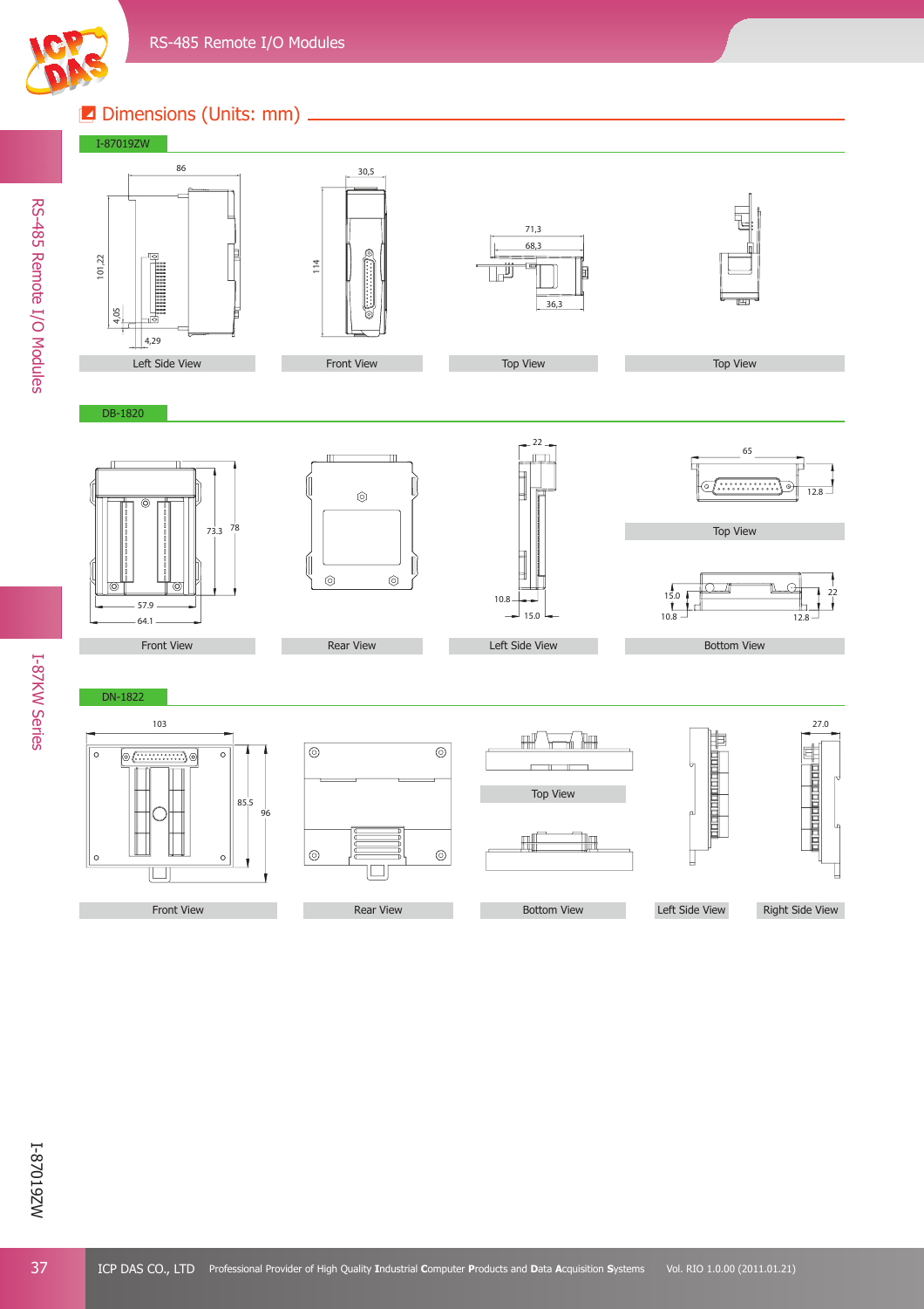## Dimensions (Units: mm)

### I-87019ZW

Left Side View | Front View | Top View | Top View

### DB-1820

Front View | Rear View | Left Side View | Top View | Bottom View

### DN-1822

Front View | Rear View | Top View | Bottom View | Left Side View | Right Side View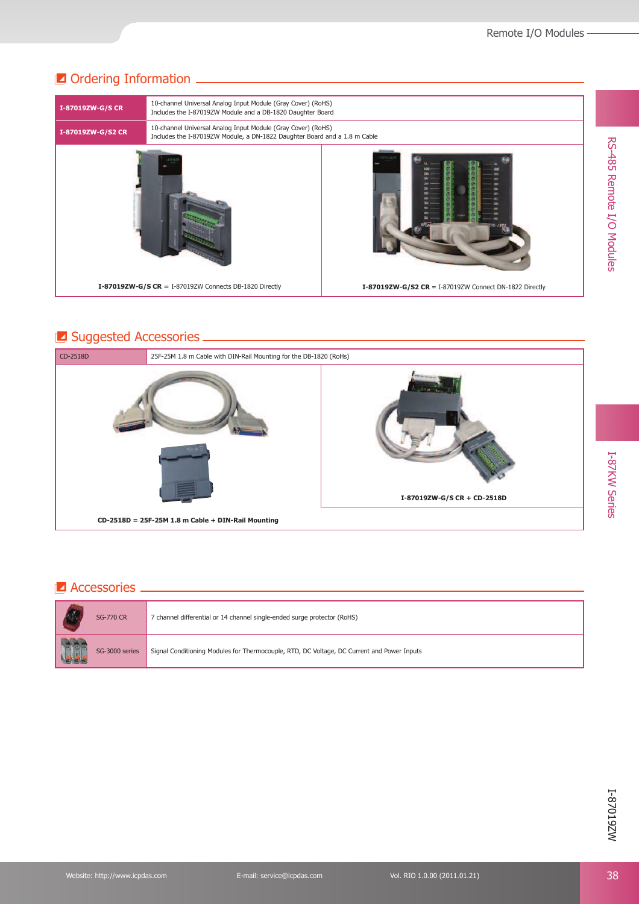## Ordering Information

| | |
|---|---|
| I-87019ZW-G/S CR | 10-channel Universal Analog Input Module (Gray Cover) (RoHS)<br>Includes the I-87019ZW Module and a DB-1820 Daughter Board |
| I-87019ZW-G/S2 CR | 10-channel Universal Analog Input Module (Gray Cover) (RoHS)<br>Includes the I-87019ZW Module, a DN-1822 Daughter Board and a 1.8 m Cable |

**I-87019ZW-G/S CR** = I-87019ZW Connects DB-1820 Directly

**I-87019ZW-G/S2 CR** = I-87019ZW Connect DN-1822 Directly

## Suggested Accessories

| | |
|---|---|
| CD-2518D | 25F-25M 1.8 m Cable with DIN-Rail Mounting for the DB-1820 (RoHS) |

**CD-2518D = 25F-25M 1.8 m Cable + DIN-Rail Mounting**

**I-87019ZW-G/S CR + CD-2518D**

## Accessories

| | |
|---|---|
| SG-770 CR | 7 channel differential or 14 channel single-ended surge protector (RoHS) |
| SG-3000 series | Signal Conditioning Modules for Thermocouple, RTD, DC Voltage, DC Current and Power Inputs |